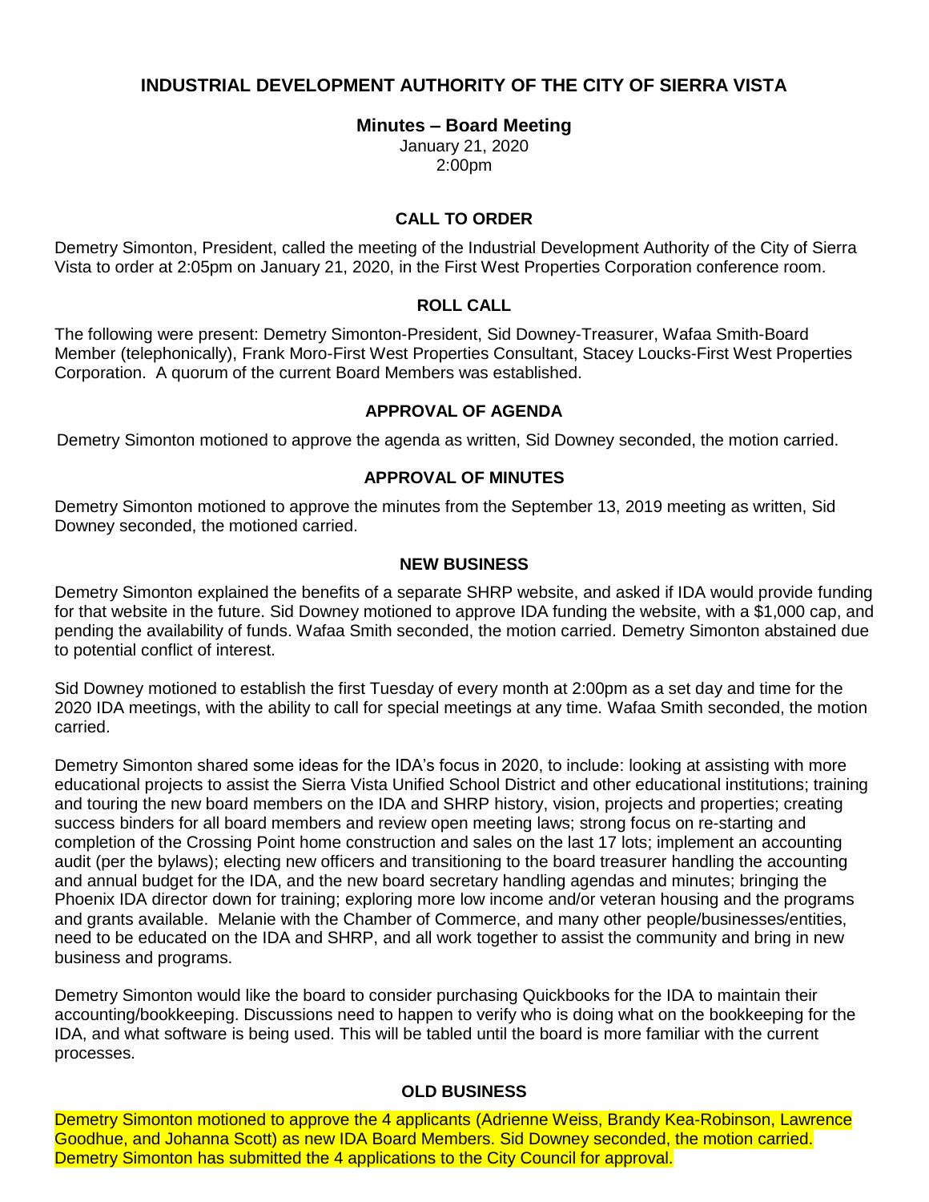# INDUSTRIAL DEVELOPMENT AUTHORITY OF THE CITY OF SIERRA VISTA

## Minutes – Board Meeting

January 21, 2020
2:00pm

### CALL TO ORDER

Demetry Simonton, President, called the meeting of the Industrial Development Authority of the City of Sierra Vista to order at 2:05pm on January 21, 2020, in the First West Properties Corporation conference room.

### ROLL CALL

The following were present: Demetry Simonton-President, Sid Downey-Treasurer, Wafaa Smith-Board Member (telephonically), Frank Moro-First West Properties Consultant, Stacey Loucks-First West Properties Corporation. A quorum of the current Board Members was established.

### APPROVAL OF AGENDA

Demetry Simonton motioned to approve the agenda as written, Sid Downey seconded, the motion carried.

### APPROVAL OF MINUTES

Demetry Simonton motioned to approve the minutes from the September 13, 2019 meeting as written, Sid Downey seconded, the motioned carried.

### NEW BUSINESS

Demetry Simonton explained the benefits of a separate SHRP website, and asked if IDA would provide funding for that website in the future. Sid Downey motioned to approve IDA funding the website, with a $1,000 cap, and pending the availability of funds. Wafaa Smith seconded, the motion carried. Demetry Simonton abstained due to potential conflict of interest.

Sid Downey motioned to establish the first Tuesday of every month at 2:00pm as a set day and time for the 2020 IDA meetings, with the ability to call for special meetings at any time. Wafaa Smith seconded, the motion carried.

Demetry Simonton shared some ideas for the IDA's focus in 2020, to include: looking at assisting with more educational projects to assist the Sierra Vista Unified School District and other educational institutions; training and touring the new board members on the IDA and SHRP history, vision, projects and properties; creating success binders for all board members and review open meeting laws; strong focus on re-starting and completion of the Crossing Point home construction and sales on the last 17 lots; implement an accounting audit (per the bylaws); electing new officers and transitioning to the board treasurer handling the accounting and annual budget for the IDA, and the new board secretary handling agendas and minutes; bringing the Phoenix IDA director down for training; exploring more low income and/or veteran housing and the programs and grants available. Melanie with the Chamber of Commerce, and many other people/businesses/entities, need to be educated on the IDA and SHRP, and all work together to assist the community and bring in new business and programs.

Demetry Simonton would like the board to consider purchasing Quickbooks for the IDA to maintain their accounting/bookkeeping. Discussions need to happen to verify who is doing what on the bookkeeping for the IDA, and what software is being used. This will be tabled until the board is more familiar with the current processes.

### OLD BUSINESS

Demetry Simonton motioned to approve the 4 applicants (Adrienne Weiss, Brandy Kea-Robinson, Lawrence Goodhue, and Johanna Scott) as new IDA Board Members. Sid Downey seconded, the motion carried. Demetry Simonton has submitted the 4 applications to the City Council for approval.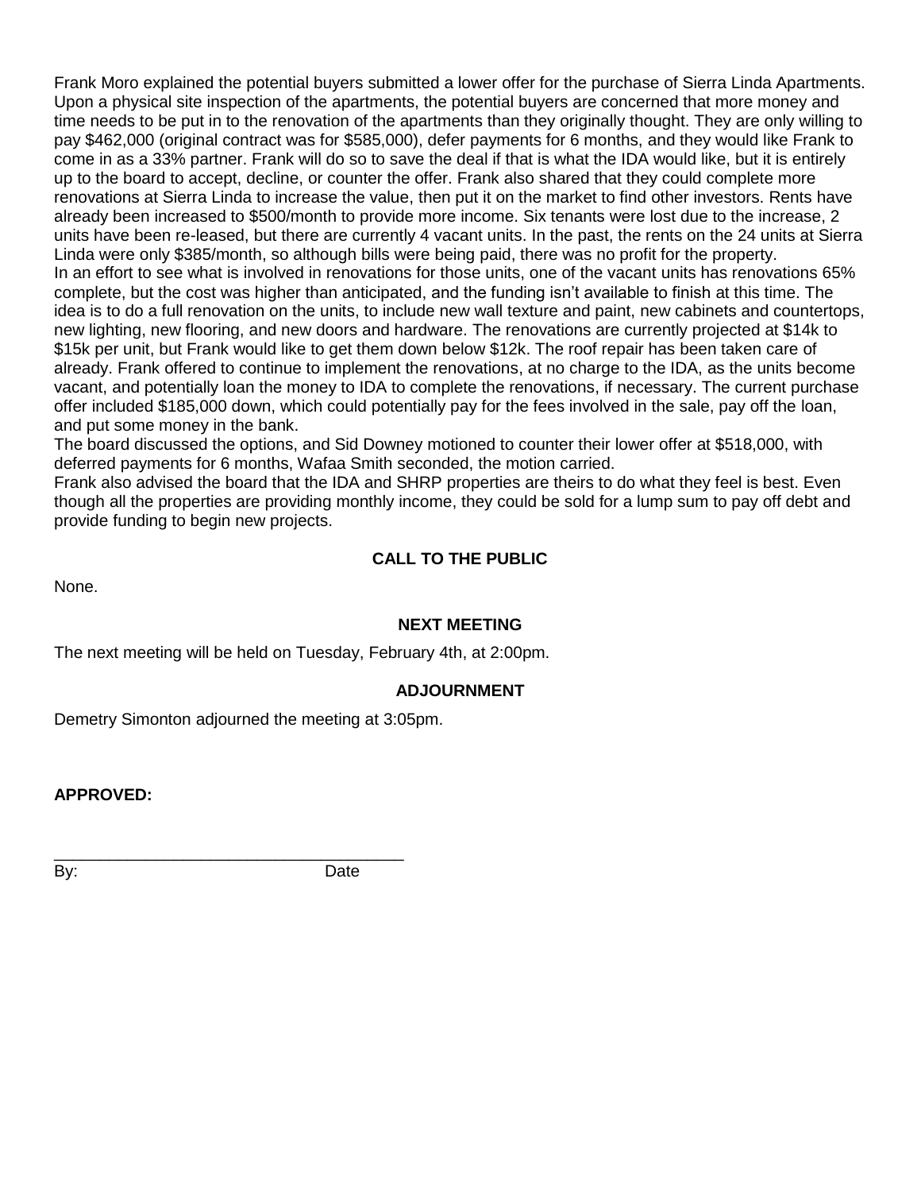Frank Moro explained the potential buyers submitted a lower offer for the purchase of Sierra Linda Apartments. Upon a physical site inspection of the apartments, the potential buyers are concerned that more money and time needs to be put in to the renovation of the apartments than they originally thought. They are only willing to pay $462,000 (original contract was for $585,000), defer payments for 6 months, and they would like Frank to come in as a 33% partner. Frank will do so to save the deal if that is what the IDA would like, but it is entirely up to the board to accept, decline, or counter the offer. Frank also shared that they could complete more renovations at Sierra Linda to increase the value, then put it on the market to find other investors. Rents have already been increased to $500/month to provide more income. Six tenants were lost due to the increase, 2 units have been re-leased, but there are currently 4 vacant units. In the past, the rents on the 24 units at Sierra Linda were only $385/month, so although bills were being paid, there was no profit for the property.
In an effort to see what is involved in renovations for those units, one of the vacant units has renovations 65% complete, but the cost was higher than anticipated, and the funding isn't available to finish at this time. The idea is to do a full renovation on the units, to include new wall texture and paint, new cabinets and countertops, new lighting, new flooring, and new doors and hardware. The renovations are currently projected at $14k to $15k per unit, but Frank would like to get them down below $12k. The roof repair has been taken care of already. Frank offered to continue to implement the renovations, at no charge to the IDA, as the units become vacant, and potentially loan the money to IDA to complete the renovations, if necessary. The current purchase offer included $185,000 down, which could potentially pay for the fees involved in the sale, pay off the loan, and put some money in the bank.
The board discussed the options, and Sid Downey motioned to counter their lower offer at $518,000, with deferred payments for 6 months, Wafaa Smith seconded, the motion carried.
Frank also advised the board that the IDA and SHRP properties are theirs to do what they feel is best. Even though all the properties are providing monthly income, they could be sold for a lump sum to pay off debt and provide funding to begin new projects.

## CALL TO THE PUBLIC

None.

## NEXT MEETING

The next meeting will be held on Tuesday, February 4th, at 2:00pm.

## ADJOURNMENT

Demetry Simonton adjourned the meeting at 3:05pm.

**APPROVED:**

_____________________________________

By: Date